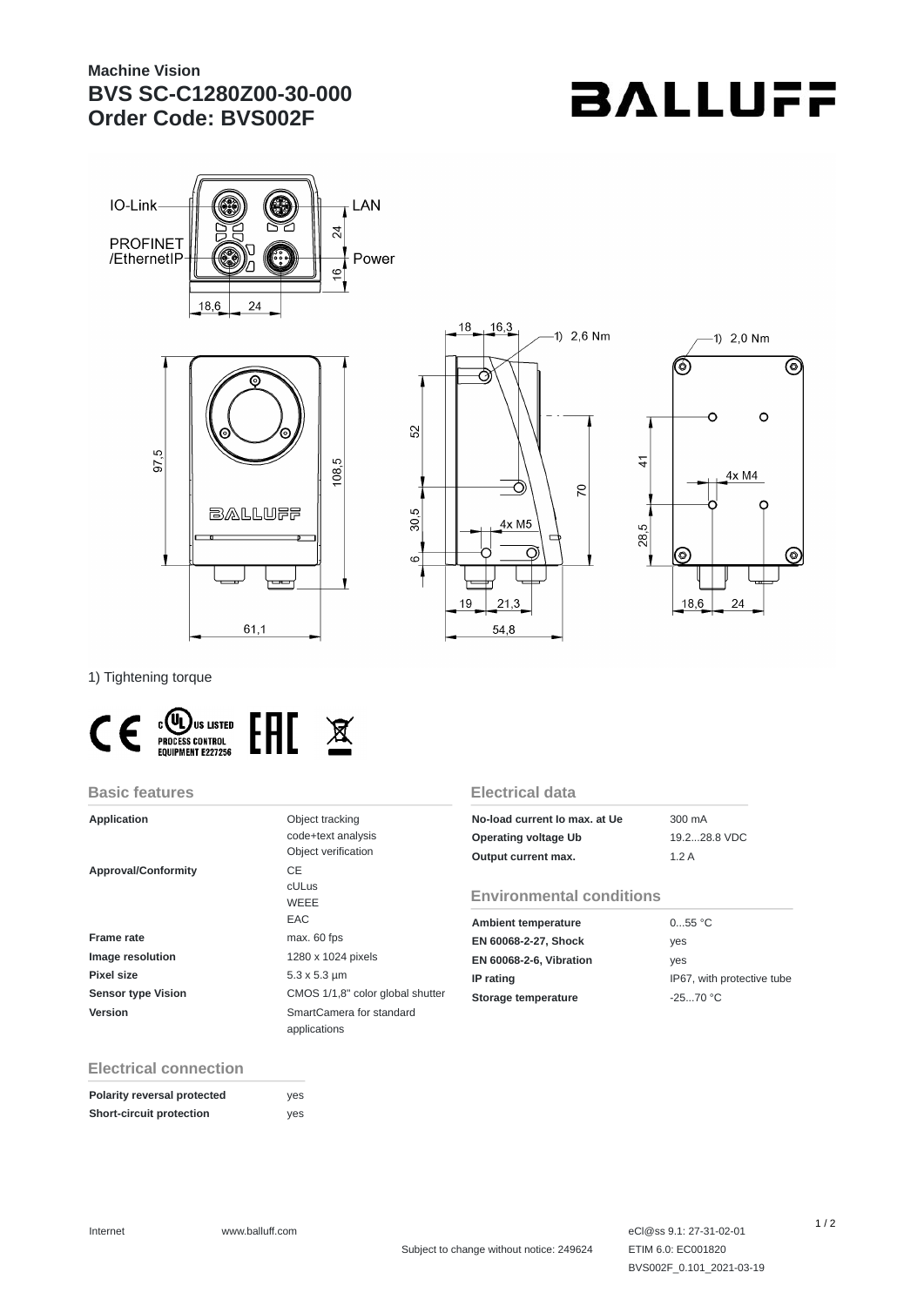# Machine Vision
# BVS SC-C1280Z00-30-000
# Order Code: BVS002F

BALLUFF

1) Tightening torque

## Basic features

| | |
|---|---|
| **Application** | Object tracking<br>code+text analysis<br>Object verification |
| **Approval/Conformity** | CE<br>cULus<br>WEEE<br>EAC |
| **Frame rate** | max. 60 fps |
| **Image resolution** | 1280 x 1024 pixels |
| **Pixel size** | 5.3 x 5.3 µm |
| **Sensor type Vision** | CMOS 1/1,8" color global shutter |
| **Version** | SmartCamera for standard applications |

## Electrical connection

| | |
|---|---|
| **Polarity reversal protected** | yes |
| **Short-circuit protection** | yes |

## Electrical data

| | |
|---|---|
| **No-load current Io max. at Ue** | 300 mA |
| **Operating voltage Ub** | 19.2...28.8 VDC |
| **Output current max.** | 1.2 A |

## Environmental conditions

| | |
|---|---|
| **Ambient temperature** | 0...55 °C |
| **EN 60068-2-27, Shock** | yes |
| **EN 60068-2-6, Vibration** | yes |
| **IP rating** | IP67, with protective tube |
| **Storage temperature** | -25...70 °C |

Internet www.balluff.com

Subject to change without notice: 249624

eCl@ss 9.1: 27-31-02-01
ETIM 6.0: EC001820
BVS002F_0.101_2021-03-19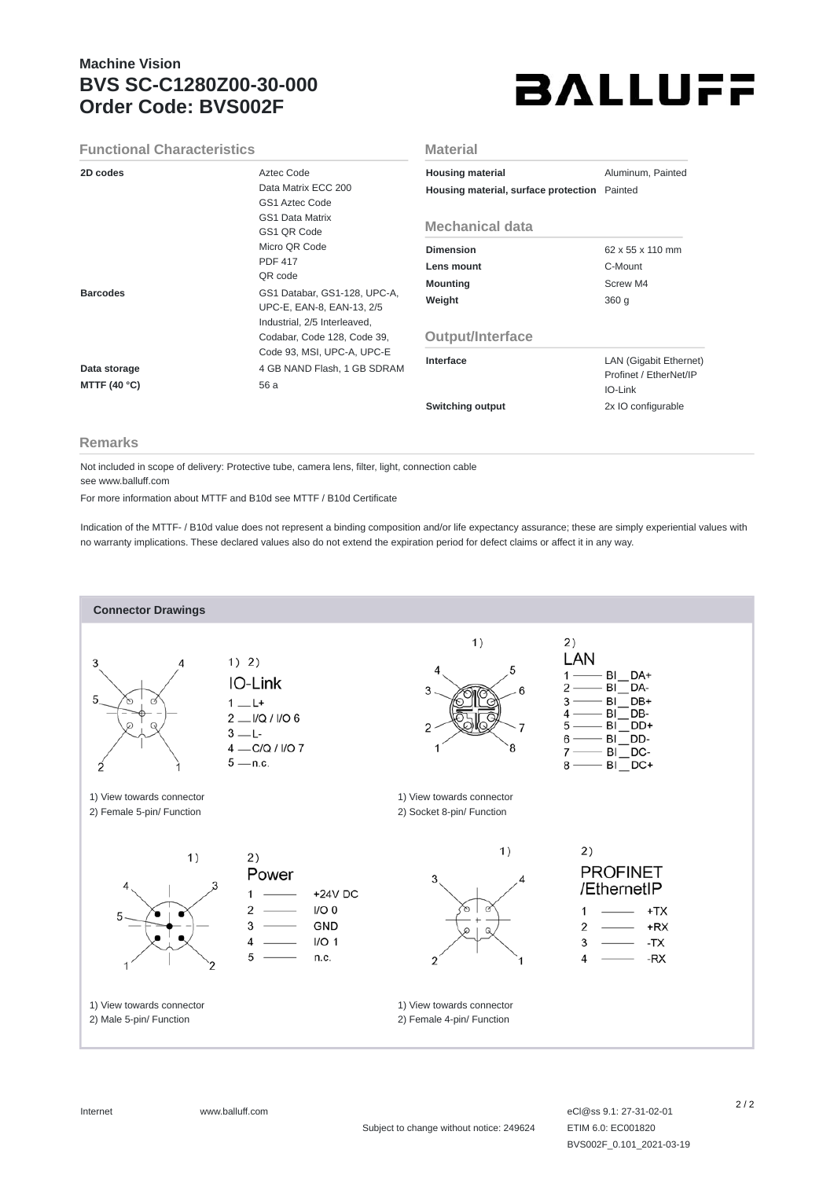# Machine Vision
# BVS SC-C1280Z00-30-000
# Order Code: BVS002F

BALLUFF

## Functional Characteristics

| | |
|---|---|
| **2D codes** | Aztec Code<br>Data Matrix ECC 200<br>GS1 Aztec Code<br>GS1 Data Matrix<br>GS1 QR Code<br>Micro QR Code<br>PDF 417<br>QR code |
| **Barcodes** | GS1 Databar, GS1-128, UPC-A, UPC-E, EAN-8, EAN-13, 2/5 Industrial, 2/5 Interleaved, Codabar, Code 128, Code 39, Code 93, MSI, UPC-A, UPC-E |
| **Data storage** | 4 GB NAND Flash, 1 GB SDRAM |
| **MTTF (40 °C)** | 56 a |

## Material

| | |
|---|---|
| **Housing material** | Aluminum, Painted |
| **Housing material, surface protection** | Painted |

## Mechanical data

| | |
|---|---|
| **Dimension** | 62 x 55 x 110 mm |
| **Lens mount** | C-Mount |
| **Mounting** | Screw M4 |
| **Weight** | 360 g |

## Output/Interface

| | |
|---|---|
| **Interface** | LAN (Gigabit Ethernet)<br>Profinet / EtherNet/IP<br>IO-Link |
| **Switching output** | 2x IO configurable |

## Remarks

Not included in scope of delivery: Protective tube, camera lens, filter, light, connection cable
see www.balluff.com

For more information about MTTF and B10d see MTTF / B10d Certificate

Indication of the MTTF- / B10d value does not represent a binding composition and/or life expectancy assurance; these are simply experiential values with no warranty implications. These declared values also do not extend the expiration period for defect claims or affect it in any way.

## Connector Drawings

1) 2)
IO-Link
1 L+
2 I/Q / I/O 6
3 L-
4 C/Q / I/O 7
5 n.c.

1) View towards connector
2) Female 5-pin/ Function

1)
2)
LAN
1 BI_DA+
2 BI_DA-
3 BI_DB+
4 BI_DB-
5 BI_DD+
6 BI_DD-
7 BI_DC-
8 BI_DC+

1) View towards connector
2) Socket 8-pin/ Function

1)
2)
Power
1 +24V DC
2 I/O 0
3 GND
4 I/O 1
5 n.c.

1) View towards connector
2) Male 5-pin/ Function

1)
2)
PROFINET /EthernetIP
1 +TX
2 +RX
3 -TX
4 -RX

1) View towards connector
2) Female 4-pin/ Function

Internet www.balluff.com

Subject to change without notice: 249624

eCl@ss 9.1: 27-31-02-01
ETIM 6.0: EC001820
BVS002F_0.101_2021-03-19